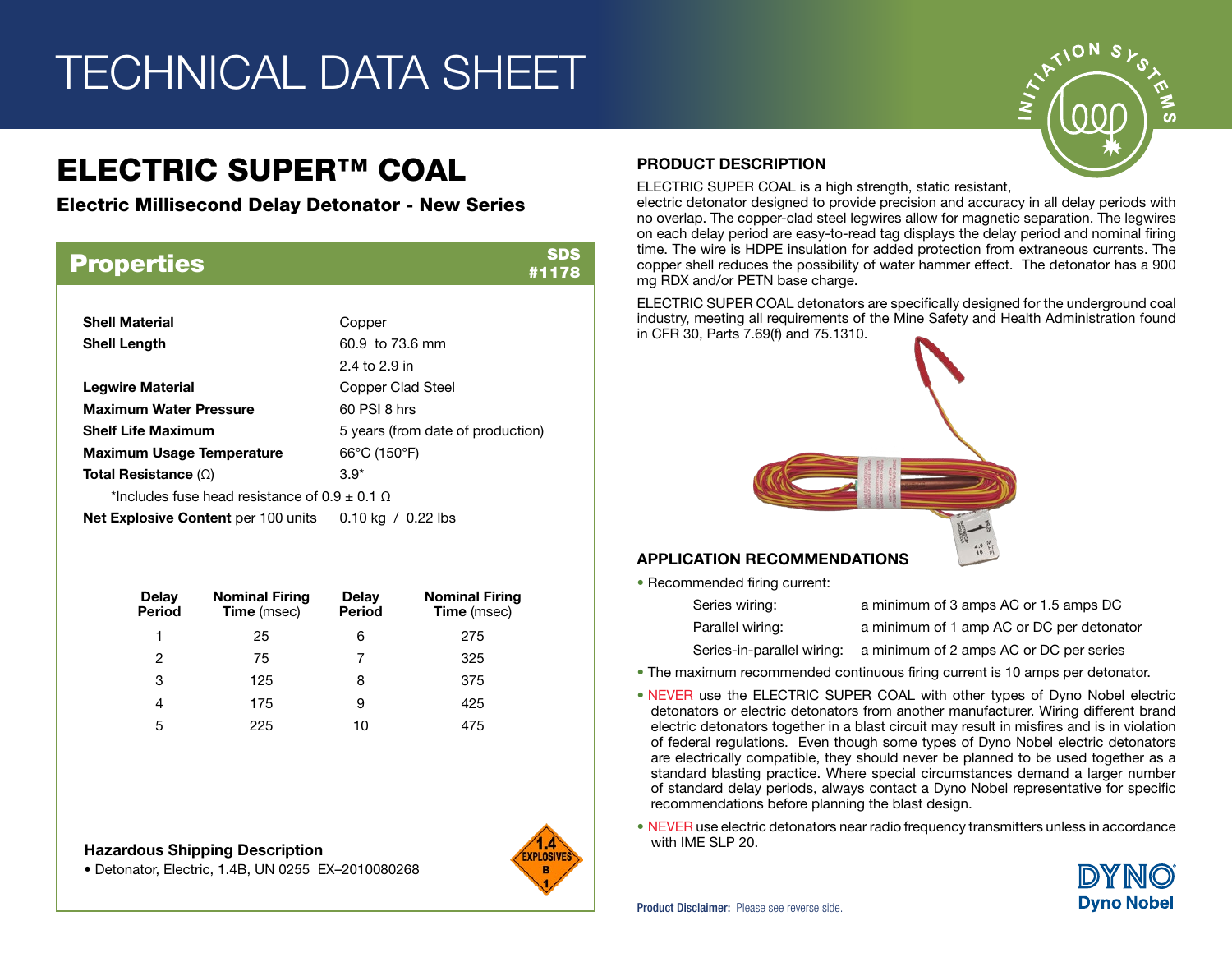# TECHNICAL DATA SHEET

## ELECTRIC SUPER™ COAL

**Electric Millisecond Delay Detonator - New Series**

## Properties

**SDS #1178**

| Property | Value |
|---|---|
| **Shell Material** | Copper |
| **Shell Length** | 60.9 to 73.6 mm<br>2.4 to 2.9 in |
| **Legwire Material** | Copper Clad Steel |
| **Maximum Water Pressure** | 60 PSI 8 hrs |
| **Shelf Life Maximum** | 5 years (from date of production) |
| **Maximum Usage Temperature** | 66°C (150°F) |
| **Total Resistance** (Ω) | 3.9* |
| **Net Explosive Content** per 100 units | 0.10 kg / 0.22 lbs |

*Includes fuse head resistance of 0.9 ± 0.1 Ω

| Delay Period | Nominal Firing Time (msec) | Delay Period | Nominal Firing Time (msec) |
|---|---|---|---|
| 1 | 25 | 6 | 275 |
| 2 | 75 | 7 | 325 |
| 3 | 125 | 8 | 375 |
| 4 | 175 | 9 | 425 |
| 5 | 225 | 10 | 475 |

### Hazardous Shipping Description

- Detonator, Electric, 1.4B, UN 0255 EX–2010080268

### PRODUCT DESCRIPTION

ELECTRIC SUPER COAL is a high strength, static resistant, electric detonator designed to provide precision and accuracy in all delay periods with no overlap. The copper-clad steel legwires allow for magnetic separation. The legwires on each delay period are easy-to-read tag displays the delay period and nominal firing time. The wire is HDPE insulation for added protection from extraneous currents. The copper shell reduces the possibility of water hammer effect. The detonator has a 900 mg RDX and/or PETN base charge.

ELECTRIC SUPER COAL detonators are specifically designed for the underground coal industry, meeting all requirements of the Mine Safety and Health Administration found in CFR 30, Parts 7.69(f) and 75.1310.

### APPLICATION RECOMMENDATIONS

- Recommended firing current:

| | |
|---|---|
| Series wiring: | a minimum of 3 amps AC or 1.5 amps DC |
| Parallel wiring: | a minimum of 1 amp AC or DC per detonator |
| Series-in-parallel wiring: | a minimum of 2 amps AC or DC per series |

- The maximum recommended continuous firing current is 10 amps per detonator.
- NEVER use the ELECTRIC SUPER COAL with other types of Dyno Nobel electric detonators or electric detonators from another manufacturer. Wiring different brand electric detonators together in a blast circuit may result in misfires and is in violation of federal regulations. Even though some types of Dyno Nobel electric detonators are electrically compatible, they should never be planned to be used together as a standard blasting practice. Where special circumstances demand a larger number of standard delay periods, always contact a Dyno Nobel representative for specific recommendations before planning the blast design.
- NEVER use electric detonators near radio frequency transmitters unless in accordance with IME SLP 20.

**Product Disclaimer:** Please see reverse side.

Dyno Nobel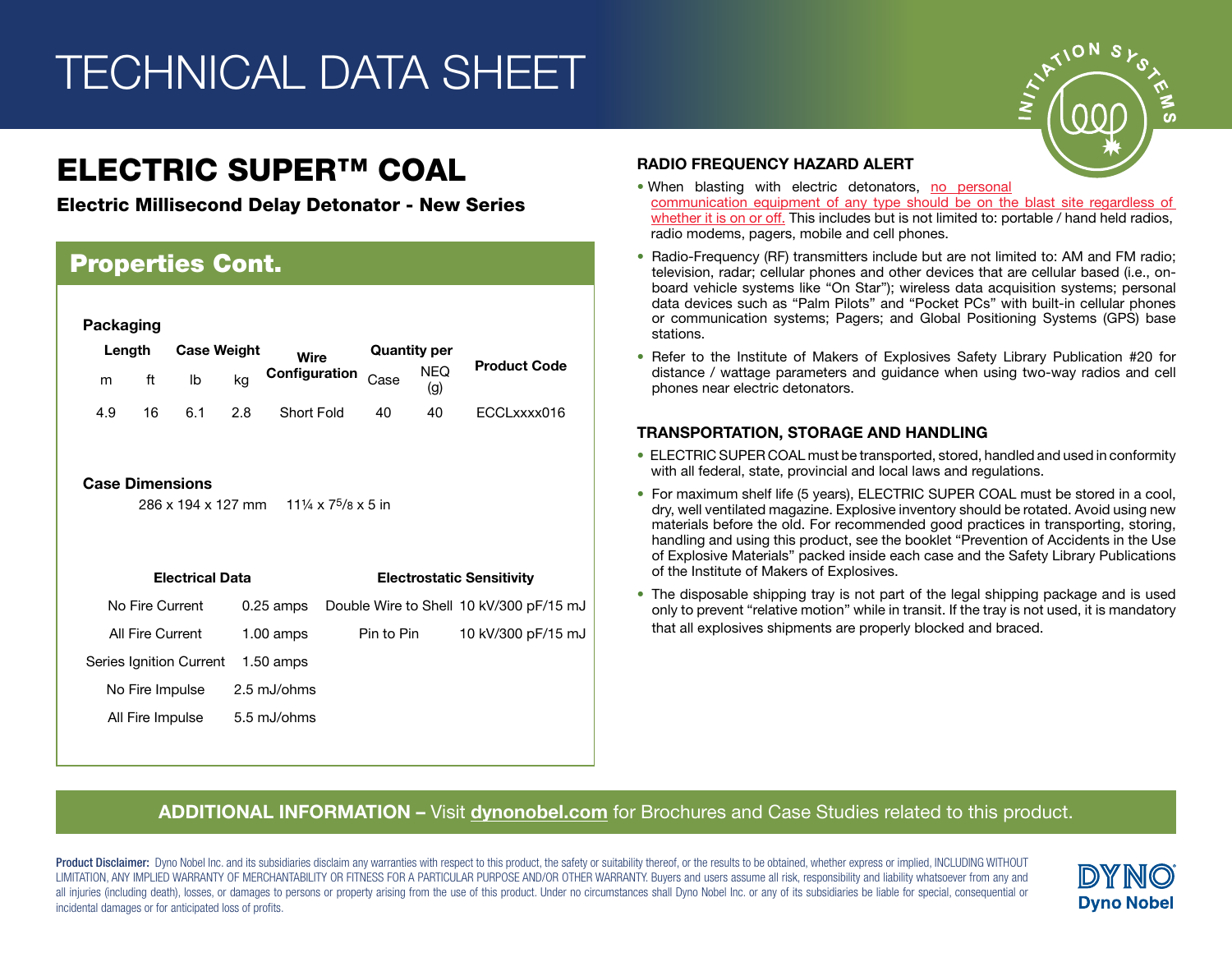# TECHNICAL DATA SHEET

## ELECTRIC SUPER™ COAL

**Electric Millisecond Delay Detonator - New Series**

## Properties Cont.

### Packaging

| Length | | Case Weight | | Wire Configuration | Quantity per | | Product Code |
|---|---|---|---|---|---|---|---|
| m | ft | lb | kg | | Case | NEQ (g) | |
| 4.9 | 16 | 6.1 | 2.8 | Short Fold | 40 | 40 | ECCLxxxx016 |

### Case Dimensions

286 x 194 x 127 mm   11¼ x 7⅝ x 5 in

| Electrical Data | | Electrostatic Sensitivity | |
|---|---|---|---|
| No Fire Current | 0.25 amps | Double Wire to Shell | 10 kV/300 pF/15 mJ |
| All Fire Current | 1.00 amps | Pin to Pin | 10 kV/300 pF/15 mJ |
| Series Ignition Current | 1.50 amps | | |
| No Fire Impulse | 2.5 mJ/ohms | | |
| All Fire Impulse | 5.5 mJ/ohms | | |

### RADIO FREQUENCY HAZARD ALERT

- When blasting with electric detonators, no personal communication equipment of any type should be on the blast site regardless of whether it is on or off. This includes but is not limited to: portable / hand held radios, radio modems, pagers, mobile and cell phones.
- Radio-Frequency (RF) transmitters include but are not limited to: AM and FM radio; television, radar; cellular phones and other devices that are cellular based (i.e., on-board vehicle systems like "On Star"); wireless data acquisition systems; personal data devices such as "Palm Pilots" and "Pocket PCs" with built-in cellular phones or communication systems; Pagers; and Global Positioning Systems (GPS) base stations.
- Refer to the Institute of Makers of Explosives Safety Library Publication #20 for distance / wattage parameters and guidance when using two-way radios and cell phones near electric detonators.

### TRANSPORTATION, STORAGE AND HANDLING

- ELECTRIC SUPER COAL must be transported, stored, handled and used in conformity with all federal, state, provincial and local laws and regulations.
- For maximum shelf life (5 years), ELECTRIC SUPER COAL must be stored in a cool, dry, well ventilated magazine. Explosive inventory should be rotated. Avoid using new materials before the old. For recommended good practices in transporting, storing, handling and using this product, see the booklet "Prevention of Accidents in the Use of Explosive Materials" packed inside each case and the Safety Library Publications of the Institute of Makers of Explosives.
- The disposable shipping tray is not part of the legal shipping package and is used only to prevent "relative motion" while in transit. If the tray is not used, it is mandatory that all explosives shipments are properly blocked and braced.

**ADDITIONAL INFORMATION –** Visit **dynonobel.com** for Brochures and Case Studies related to this product.

**Product Disclaimer:** Dyno Nobel Inc. and its subsidiaries disclaim any warranties with respect to this product, the safety or suitability thereof, or the results to be obtained, whether express or implied, INCLUDING WITHOUT LIMITATION, ANY IMPLIED WARRANTY OF MERCHANTABILITY OR FITNESS FOR A PARTICULAR PURPOSE AND/OR OTHER WARRANTY. Buyers and users assume all risk, responsibility and liability whatsoever from any and all injuries (including death), losses, or damages to persons or property arising from the use of this product. Under no circumstances shall Dyno Nobel Inc. or any of its subsidiaries be liable for special, consequential or incidental damages or for anticipated loss of profits.